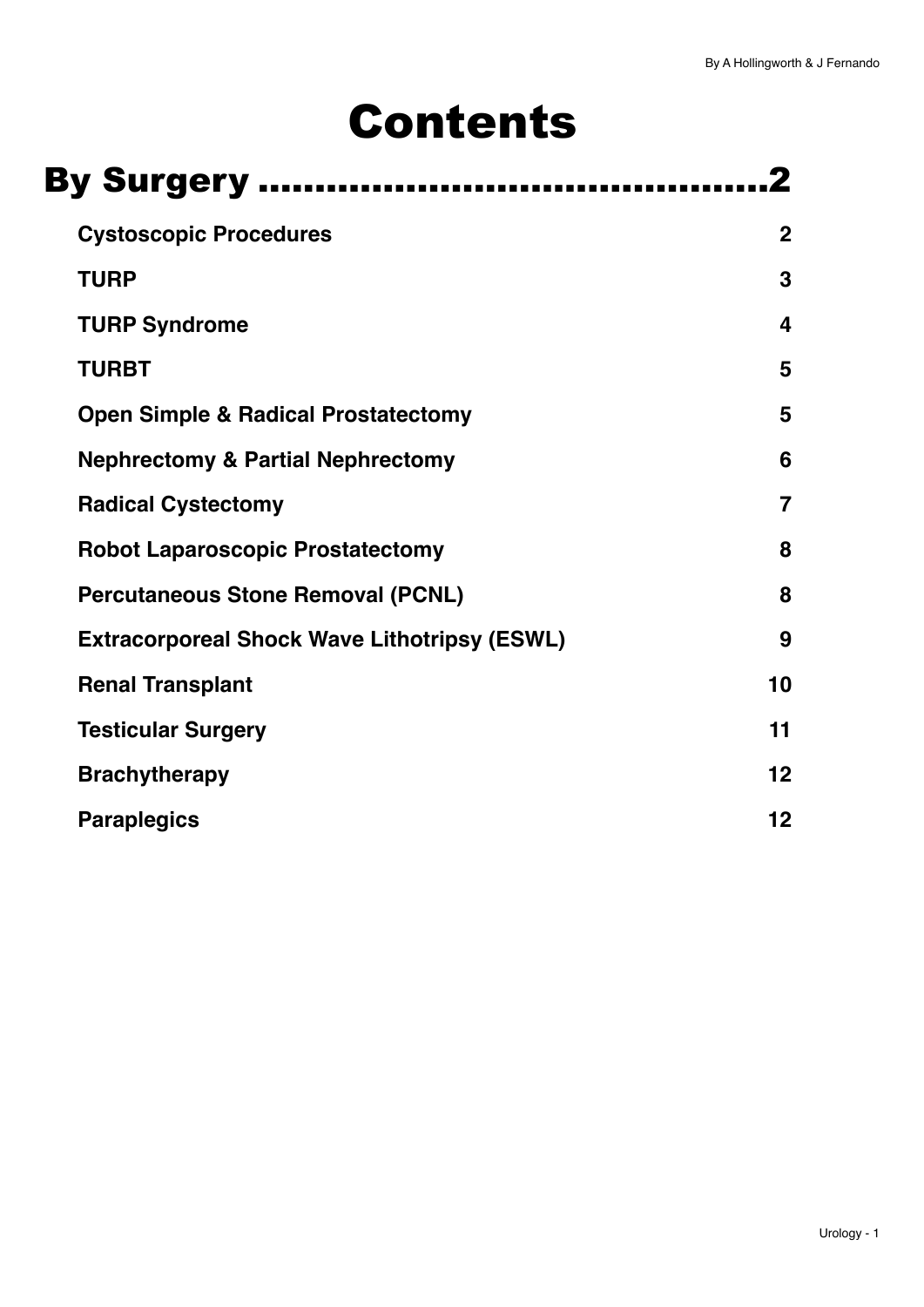# Contents

## By Surgery ............................................2

| | |
|---|---|
| **Cystoscopic Procedures** | **2** |
| **TURP** | **3** |
| **TURP Syndrome** | **4** |
| **TURBT** | **5** |
| **Open Simple & Radical Prostatectomy** | **5** |
| **Nephrectomy & Partial Nephrectomy** | **6** |
| **Radical Cystectomy** | **7** |
| **Robot Laparoscopic Prostatectomy** | **8** |
| **Percutaneous Stone Removal (PCNL)** | **8** |
| **Extracorporeal Shock Wave Lithotripsy (ESWL)** | **9** |
| **Renal Transplant** | **10** |
| **Testicular Surgery** | **11** |
| **Brachytherapy** | **12** |
| **Paraplegics** | **12** |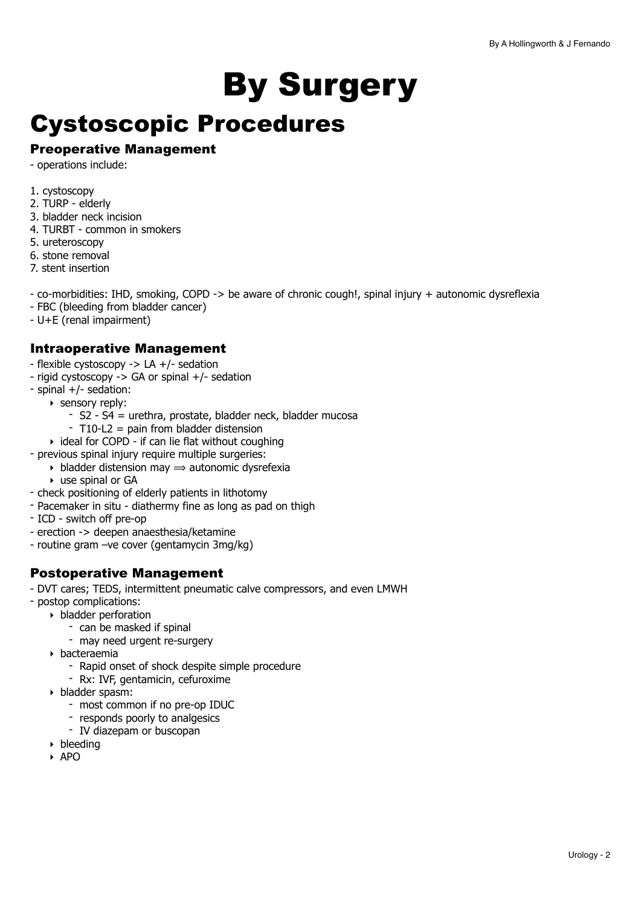#  By Surgery

## Cystoscopic Procedures

### Preoperative Management

- operations include:

1. cystoscopy
2. TURP - elderly
3. bladder neck incision
4. TURBT - common in smokers
5. ureteroscopy
6. stone removal
7. stent insertion

- co-morbidities: IHD, smoking, COPD -> be aware of chronic cough!, spinal injury + autonomic dysreflexia
- FBC (bleeding from bladder cancer)
- U+E (renal impairment)

### Intraoperative Management

- flexible cystoscopy -> LA +/- sedation
- rigid cystoscopy -> GA or spinal +/- sedation
- spinal +/- sedation:
    - sensory reply:
        - S2 - S4 = urethra, prostate, bladder neck, bladder mucosa
        - T10-L2 = pain from bladder distension
    - ideal for COPD - if can lie flat without coughing
- previous spinal injury require multiple surgeries:
    - bladder distension may ⟹ autonomic dysrefexia
    - use spinal or GA
- check positioning of elderly patients in lithotomy
- Pacemaker in situ - diathermy fine as long as pad on thigh
- ICD - switch off pre-op
- erection -> deepen anaesthesia/ketamine
- routine gram –ve cover (gentamycin 3mg/kg)

### Postoperative Management

- DVT cares; TEDS, intermittent pneumatic calve compressors, and even LMWH
- postop complications:
    - bladder perforation
        - can be masked if spinal
        - may need urgent re-surgery
    - bacteraemia
        - Rapid onset of shock despite simple procedure
        - Rx: IVF, gentamicin, cefuroxime
    - bladder spasm:
        - most common if no pre-op IDUC
        - responds poorly to analgesics
        - IV diazepam or buscopan
    - bleeding
    - APO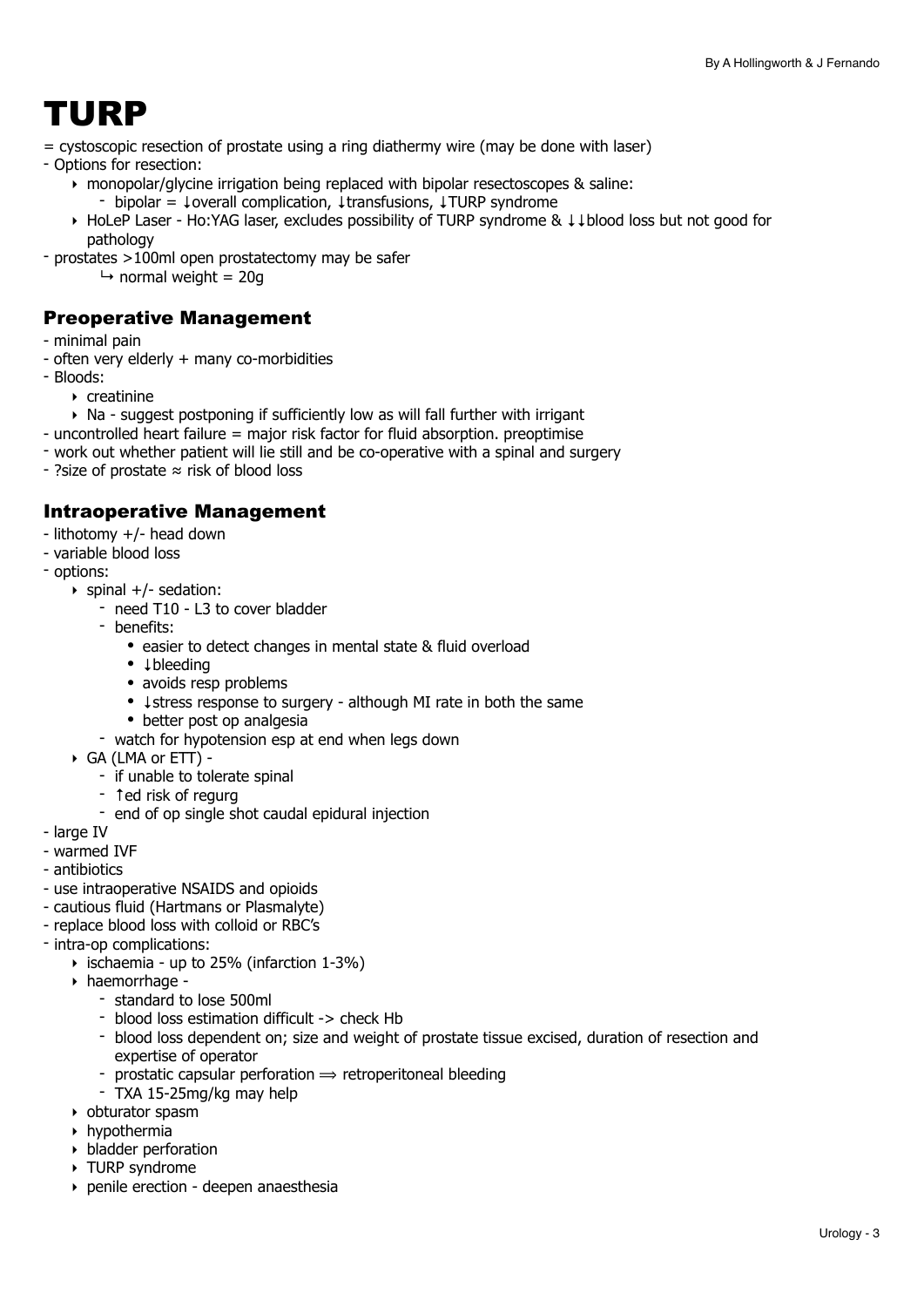# TURP

= cystoscopic resection of prostate using a ring diathermy wire (may be done with laser)

- Options for resection:
  - monopolar/glycine irrigation being replaced with bipolar resectoscopes & saline:
    - bipolar = ↓overall complication, ↓transfusions, ↓TURP syndrome
  - HoLeP Laser - Ho:YAG laser, excludes possibility of TURP syndrome & ↓↓blood loss but not good for pathology
- prostates >100ml open prostatectomy may be safer
  - ↳ normal weight = 20g

## Preoperative Management

- minimal pain
- often very elderly + many co-morbidities
- Bloods:
  - creatinine
  - Na - suggest postponing if sufficiently low as will fall further with irrigant
- uncontrolled heart failure = major risk factor for fluid absorption. preoptimise
- work out whether patient will lie still and be co-operative with a spinal and surgery
- ?size of prostate ≈ risk of blood loss

## Intraoperative Management

- lithotomy +/- head down
- variable blood loss
- options:
  - spinal +/- sedation:
    - need T10 - L3 to cover bladder
    - benefits:
      - easier to detect changes in mental state & fluid overload
      - ↓bleeding
      - avoids resp problems
      - ↓stress response to surgery - although MI rate in both the same
      - better post op analgesia
    - watch for hypotension esp at end when legs down
  - GA (LMA or ETT) -
    - if unable to tolerate spinal
    - ↑ed risk of regurg
    - end of op single shot caudal epidural injection
- large IV
- warmed IVF
- antibiotics
- use intraoperative NSAIDS and opioids
- cautious fluid (Hartmans or Plasmalyte)
- replace blood loss with colloid or RBC's
- intra-op complications:
  - ischaemia - up to 25% (infarction 1-3%)
  - haemorrhage -
    - standard to lose 500ml
    - blood loss estimation difficult -> check Hb
    - blood loss dependent on; size and weight of prostate tissue excised, duration of resection and expertise of operator
    - prostatic capsular perforation ⟹ retroperitoneal bleeding
    - TXA 15-25mg/kg may help
  - obturator spasm
  - hypothermia
  - bladder perforation
  - TURP syndrome
  - penile erection - deepen anaesthesia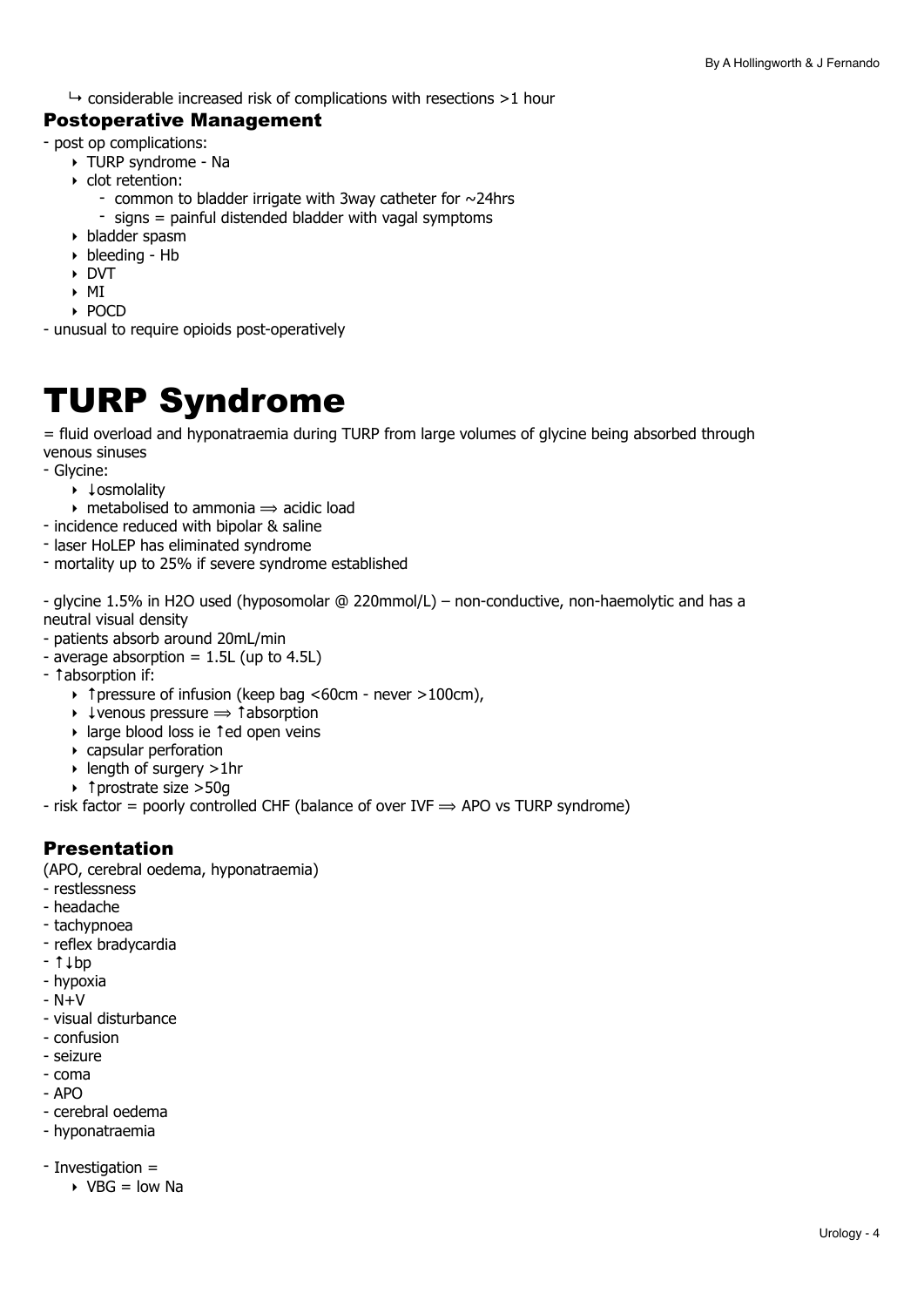↳ considerable increased risk of complications with resections >1 hour

### Postoperative Management

- post op complications:
    - TURP syndrome - Na
    - clot retention:
        - common to bladder irrigate with 3way catheter for ~24hrs
        - signs = painful distended bladder with vagal symptoms
    - bladder spasm
    - bleeding - Hb
    - DVT
    - MI
    - POCD
- unusual to require opioids post-operatively

# TURP Syndrome

= fluid overload and hyponatraemia during TURP from large volumes of glycine being absorbed through venous sinuses

- Glycine:
    - ↓osmolality
    - metabolised to ammonia ⟹ acidic load
- incidence reduced with bipolar & saline
- laser HoLEP has eliminated syndrome
- mortality up to 25% if severe syndrome established

- glycine 1.5% in H2O used (hyposomolar @ 220mmol/L) – non-conductive, non-haemolytic and has a neutral visual density
- patients absorb around 20mL/min
- average absorption = 1.5L (up to 4.5L)
- ↑absorption if:
    - ↑pressure of infusion (keep bag <60cm - never >100cm),
    - ↓venous pressure ⟹ ↑absorption
    - large blood loss ie ↑ed open veins
    - capsular perforation
    - length of surgery >1hr
    - ↑prostrate size >50g
- risk factor = poorly controlled CHF (balance of over IVF ⟹ APO vs TURP syndrome)

### Presentation

(APO, cerebral oedema, hyponatraemia)

- restlessness
- headache
- tachypnoea
- reflex bradycardia
- ↑↓bp
- hypoxia
- N+V
- visual disturbance
- confusion
- seizure
- coma
- APO
- cerebral oedema
- hyponatraemia

- Investigation =
    - VBG = low Na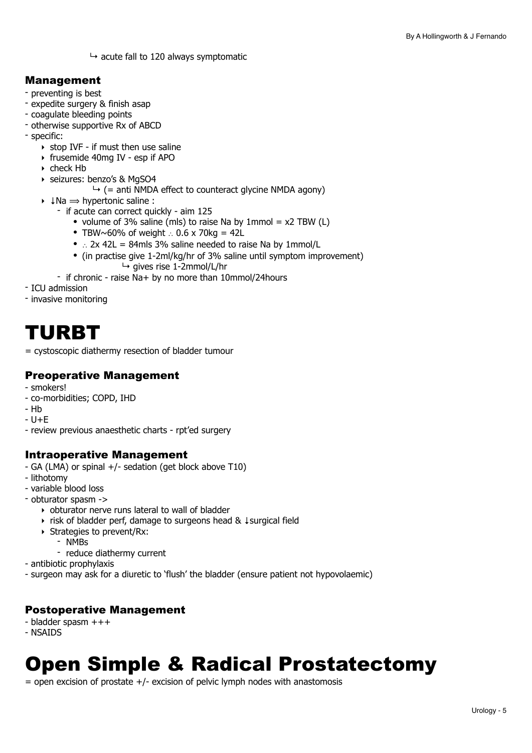↳ acute fall to 120 always symptomatic

### Management

- preventing is best
- expedite surgery & finish asap
- coagulate bleeding points
- otherwise supportive Rx of ABCD
- specific:
  - stop IVF - if must then use saline
  - frusemide 40mg IV - esp if APO
  - check Hb
  - seizures: benzo's & MgSO4
    - ↳ (= anti NMDA effect to counteract glycine NMDA agony)
  - ↓Na ⟹ hypertonic saline :
    - if acute can correct quickly - aim 125
      - volume of 3% saline (mls) to raise Na by 1mmol = x2 TBW (L)
      - TBW~60% of weight ∴ 0.6 x 70kg = 42L
      - ∴ 2x 42L = 84mls 3% saline needed to raise Na by 1mmol/L
      - (in practise give 1-2ml/kg/hr of 3% saline until symptom improvement)
        - ↳ gives rise 1-2mmol/L/hr
    - if chronic - raise Na+ by no more than 10mmol/24hours
- ICU admission
- invasive monitoring

# TURBT

= cystoscopic diathermy resection of bladder tumour

### Preoperative Management

- smokers!
- co-morbidities; COPD, IHD
- Hb
- U+E
- review previous anaesthetic charts - rpt'ed surgery

### Intraoperative Management

- GA (LMA) or spinal +/- sedation (get block above T10)
- lithotomy
- variable blood loss
- obturator spasm ->
  - obturator nerve runs lateral to wall of bladder
  - risk of bladder perf, damage to surgeons head & ↓surgical field
  - Strategies to prevent/Rx:
    - NMBs
    - reduce diathermy current
- antibiotic prophylaxis
- surgeon may ask for a diuretic to 'flush' the bladder (ensure patient not hypovolaemic)

### Postoperative Management

- bladder spasm +++
- NSAIDS

# Open Simple & Radical Prostatectomy

= open excision of prostate +/- excision of pelvic lymph nodes with anastomosis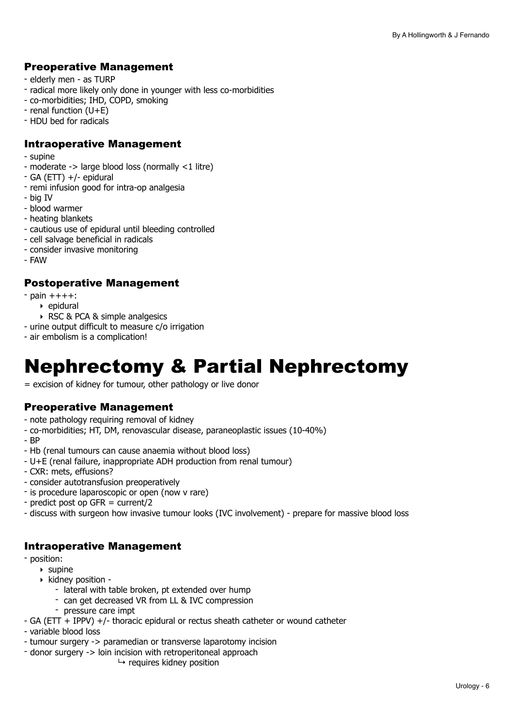### Preoperative Management

- elderly men - as TURP
- radical more likely only done in younger with less co-morbidities
- co-morbidities; IHD, COPD, smoking
- renal function (U+E)
- HDU bed for radicals

### Intraoperative Management

- supine
- moderate -> large blood loss (normally <1 litre)
- GA (ETT) +/- epidural
- remi infusion good for intra-op analgesia
- big IV
- blood warmer
- heating blankets
- cautious use of epidural until bleeding controlled
- cell salvage beneficial in radicals
- consider invasive monitoring
- FAW

### Postoperative Management

- pain ++++:
    - epidural
    - RSC & PCA & simple analgesics
- urine output difficult to measure c/o irrigation
- air embolism is a complication!

# Nephrectomy & Partial Nephrectomy

= excision of kidney for tumour, other pathology or live donor

### Preoperative Management

- note pathology requiring removal of kidney
- co-morbidities; HT, DM, renovascular disease, paraneoplastic issues (10-40%)
- BP
- Hb (renal tumours can cause anaemia without blood loss)
- U+E (renal failure, inappropriate ADH production from renal tumour)
- CXR: mets, effusions?
- consider autotransfusion preoperatively
- is procedure laparoscopic or open (now v rare)
- predict post op GFR = current/2
- discuss with surgeon how invasive tumour looks (IVC involvement) - prepare for massive blood loss

### Intraoperative Management

- position:
    - supine
    - kidney position -
        - lateral with table broken, pt extended over hump
        - can get decreased VR from LL & IVC compression
        - pressure care impt
- GA (ETT + IPPV) +/- thoracic epidural or rectus sheath catheter or wound catheter
- variable blood loss
- tumour surgery -> paramedian or transverse laparotomy incision
- donor surgery -> loin incision with retroperitoneal approach
    - ↳ requires kidney position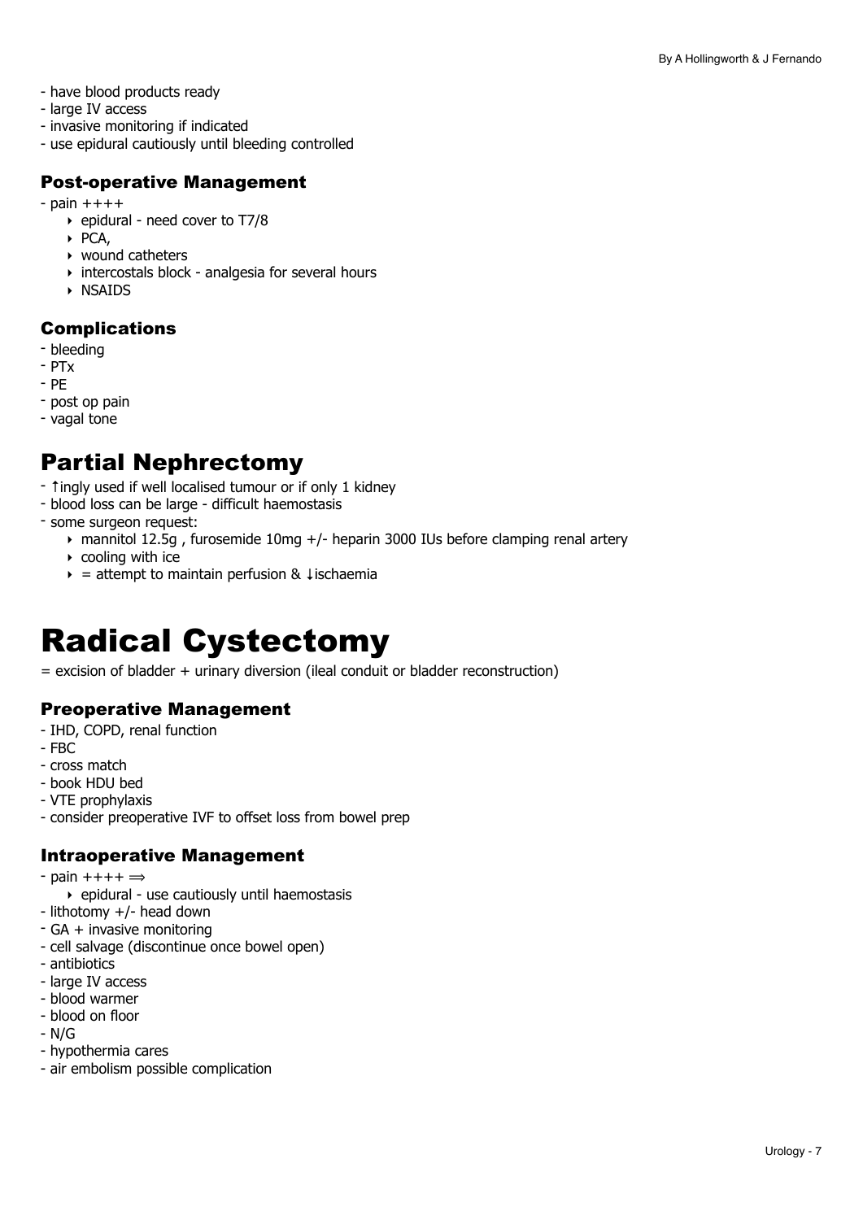- have blood products ready
- large IV access
- invasive monitoring if indicated
- use epidural cautiously until bleeding controlled

### Post-operative Management

- pain ++++
    - epidural - need cover to T7/8
    - PCA,
    - wound catheters
    - intercostals block - analgesia for several hours
    - NSAIDS

### Complications

- bleeding
- PTx
- PE
- post op pain
- vagal tone

## Partial Nephrectomy

- ↑ingly used if well localised tumour or if only 1 kidney
- blood loss can be large - difficult haemostasis
- some surgeon request:
    - mannitol 12.5g , furosemide 10mg +/- heparin 3000 IUs before clamping renal artery
    - cooling with ice
    - = attempt to maintain perfusion & ↓ischaemia

# Radical Cystectomy

= excision of bladder + urinary diversion (ileal conduit or bladder reconstruction)

### Preoperative Management

- IHD, COPD, renal function
- FBC
- cross match
- book HDU bed
- VTE prophylaxis
- consider preoperative IVF to offset loss from bowel prep

### Intraoperative Management

- pain ++++ ⟹
    - epidural - use cautiously until haemostasis
- lithotomy +/- head down
- GA + invasive monitoring
- cell salvage (discontinue once bowel open)
- antibiotics
- large IV access
- blood warmer
- blood on floor
- N/G
- hypothermia cares
- air embolism possible complication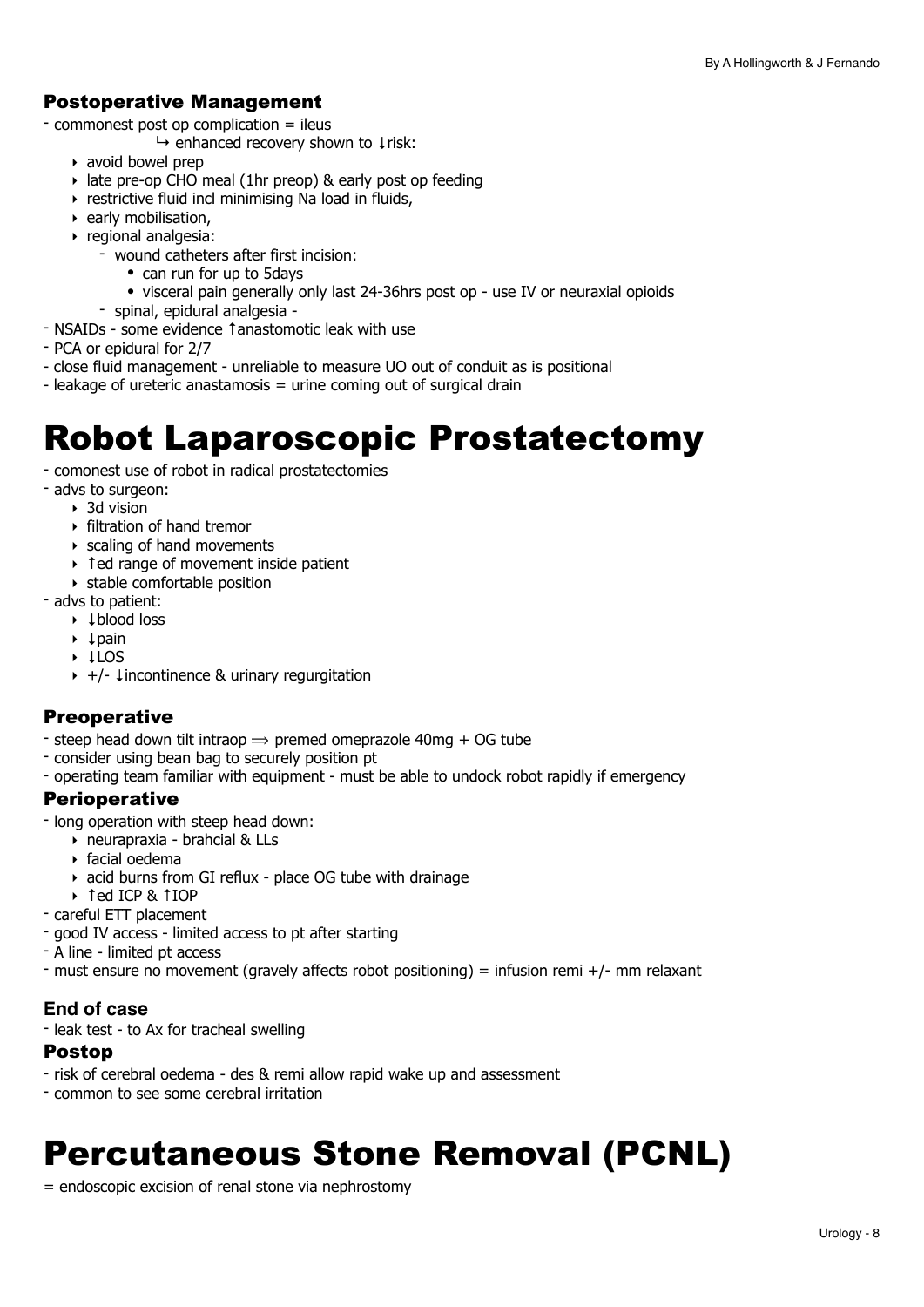### Postoperative Management

- commonest post op complication = ileus
  - ↳ enhanced recovery shown to ↓risk:
    - avoid bowel prep
    - late pre-op CHO meal (1hr preop) & early post op feeding
    - restrictive fluid incl minimising Na load in fluids,
    - early mobilisation,
    - regional analgesia:
      - wound catheters after first incision:
        - can run for up to 5days
        - visceral pain generally only last 24-36hrs post op - use IV or neuraxial opioids
      - spinal, epidural analgesia -
- NSAIDs - some evidence ↑anastomotic leak with use
- PCA or epidural for 2/7
- close fluid management - unreliable to measure UO out of conduit as is positional
- leakage of ureteric anastamosis = urine coming out of surgical drain

# Robot Laparoscopic Prostatectomy

- comonest use of robot in radical prostatectomies
- advs to surgeon:
  - 3d vision
  - filtration of hand tremor
  - scaling of hand movements
  - ↑ed range of movement inside patient
  - stable comfortable position
- advs to patient:
  - ↓blood loss
  - ↓pain
  - ↓LOS
  - +/- ↓incontinence & urinary regurgitation

### Preoperative

- steep head down tilt intraop ⟹ premed omeprazole 40mg + OG tube
- consider using bean bag to securely position pt
- operating team familiar with equipment - must be able to undock robot rapidly if emergency

### Perioperative

- long operation with steep head down:
  - neurapraxia - brahcial & LLs
  - facial oedema
  - acid burns from GI reflux - place OG tube with drainage
  - ↑ed ICP & ↑IOP
- careful ETT placement
- good IV access - limited access to pt after starting
- A line - limited pt access
- must ensure no movement (gravely affects robot positioning) = infusion remi +/- mm relaxant

### End of case

- leak test - to Ax for tracheal swelling

### Postop

- risk of cerebral oedema - des & remi allow rapid wake up and assessment
- common to see some cerebral irritation

# Percutaneous Stone Removal (PCNL)

= endoscopic excision of renal stone via nephrostomy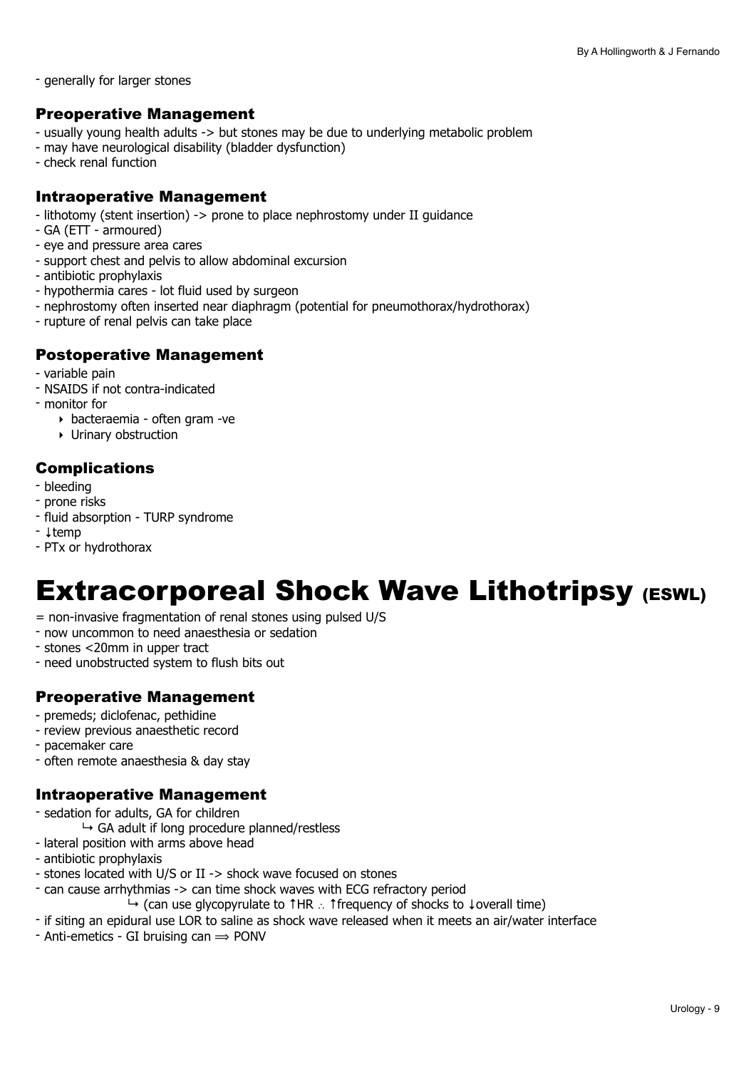- generally for larger stones

### Preoperative Management

- usually young health adults -> but stones may be due to underlying metabolic problem
- may have neurological disability (bladder dysfunction)
- check renal function

### Intraoperative Management

- lithotomy (stent insertion) -> prone to place nephrostomy under II guidance
- GA (ETT - armoured)
- eye and pressure area cares
- support chest and pelvis to allow abdominal excursion
- antibiotic prophylaxis
- hypothermia cares - lot fluid used by surgeon
- nephrostomy often inserted near diaphragm (potential for pneumothorax/hydrothorax)
- rupture of renal pelvis can take place

### Postoperative Management

- variable pain
- NSAIDS if not contra-indicated
- monitor for
    - bacteraemia - often gram -ve
    - Urinary obstruction

### Complications

- bleeding
- prone risks
- fluid absorption - TURP syndrome
- ↓temp
- PTx or hydrothorax

# Extracorporeal Shock Wave Lithotripsy (ESWL)

= non-invasive fragmentation of renal stones using pulsed U/S

- now uncommon to need anaesthesia or sedation
- stones <20mm in upper tract
- need unobstructed system to flush bits out

### Preoperative Management

- premeds; diclofenac, pethidine
- review previous anaesthetic record
- pacemaker care
- often remote anaesthesia & day stay

### Intraoperative Management

- sedation for adults, GA for children
    ↳ GA adult if long procedure planned/restless
- lateral position with arms above head
- antibiotic prophylaxis
- stones located with U/S or II -> shock wave focused on stones
- can cause arrhythmias -> can time shock waves with ECG refractory period
    ↳ (can use glycopyrulate to ↑HR ∴ ↑frequency of shocks to ↓overall time)
- if siting an epidural use LOR to saline as shock wave released when it meets an air/water interface
- Anti-emetics - GI bruising can ⟹ PONV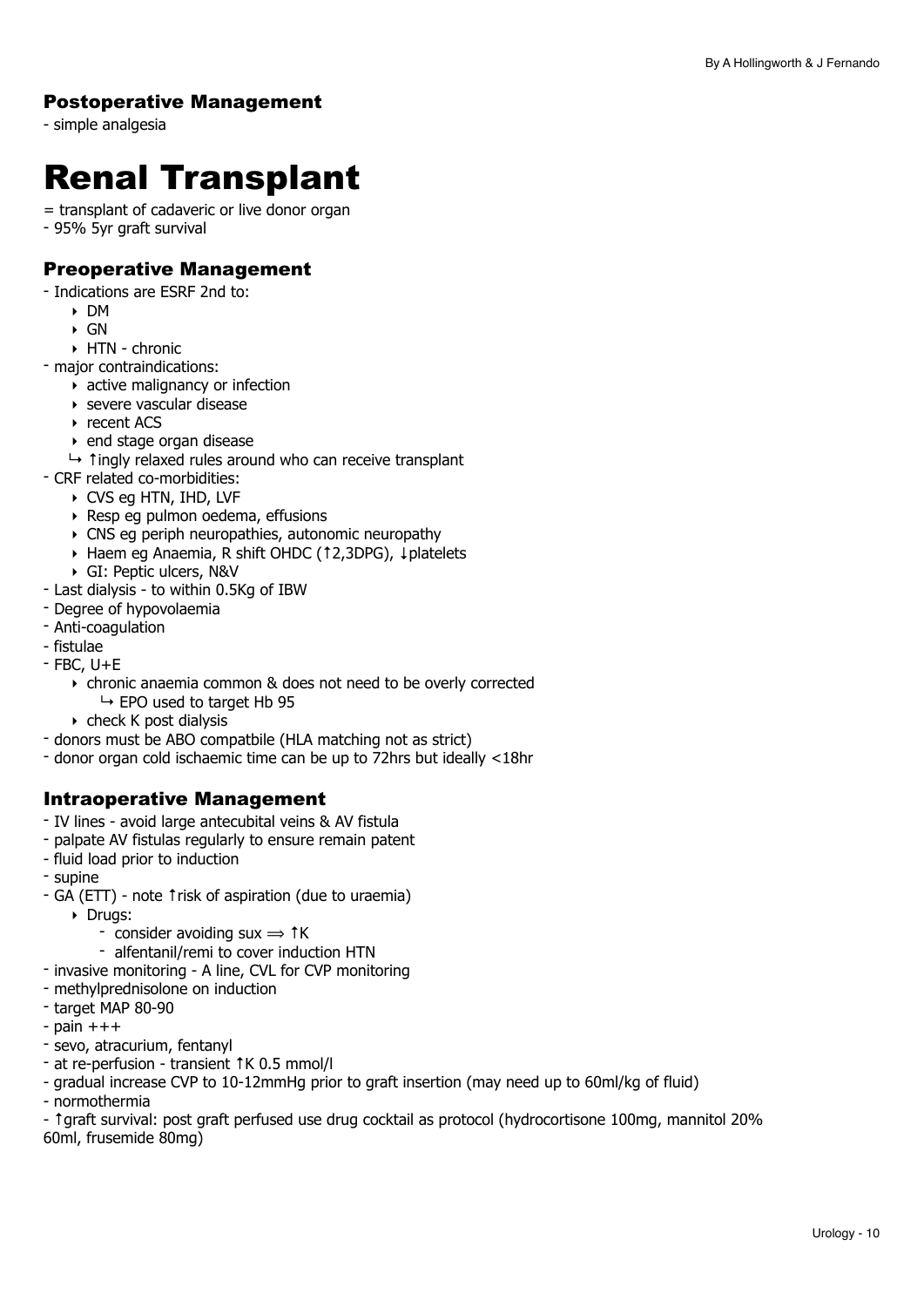### Postoperative Management

- simple analgesia

# Renal Transplant

= transplant of cadaveric or live donor organ
- 95% 5yr graft survival

### Preoperative Management

- Indications are ESRF 2nd to:
  - DM
  - GN
  - HTN - chronic
- major contraindications:
  - active malignancy or infection
  - severe vascular disease
  - recent ACS
  - end stage organ disease
  - ↳ ↑ingly relaxed rules around who can receive transplant
- CRF related co-morbidities:
  - CVS eg HTN, IHD, LVF
  - Resp eg pulmon oedema, effusions
  - CNS eg periph neuropathies, autonomic neuropathy
  - Haem eg Anaemia, R shift OHDC (↑2,3DPG), ↓platelets
  - GI: Peptic ulcers, N&V
- Last dialysis - to within 0.5Kg of IBW
- Degree of hypovolaemia
- Anti-coagulation
- fistulae
- FBC, U+E
  - chronic anaemia common & does not need to be overly corrected
    - ↳ EPO used to target Hb 95
  - check K post dialysis
- donors must be ABO compatbile (HLA matching not as strict)
- donor organ cold ischaemic time can be up to 72hrs but ideally <18hr

### Intraoperative Management

- IV lines - avoid large antecubital veins & AV fistula
- palpate AV fistulas regularly to ensure remain patent
- fluid load prior to induction
- supine
- GA (ETT) - note ↑risk of aspiration (due to uraemia)
  - Drugs:
    - consider avoiding sux ⟹ ↑K
    - alfentanil/remi to cover induction HTN
- invasive monitoring - A line, CVL for CVP monitoring
- methylprednisolone on induction
- target MAP 80-90
- pain +++
- sevo, atracurium, fentanyl
- at re-perfusion - transient ↑K 0.5 mmol/l
- gradual increase CVP to 10-12mmHg prior to graft insertion (may need up to 60ml/kg of fluid)
- normothermia
- ↑graft survival: post graft perfused use drug cocktail as protocol (hydrocortisone 100mg, mannitol 20% 60ml, frusemide 80mg)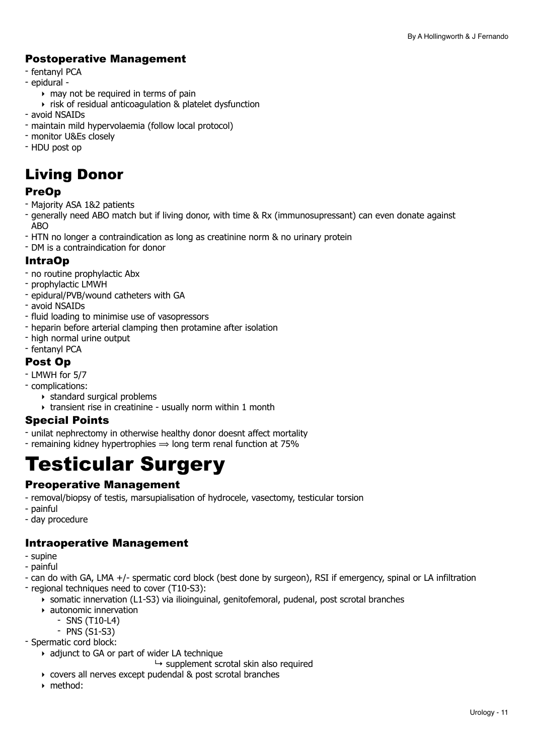### Postoperative Management

- fentanyl PCA
- epidural -
    - may not be required in terms of pain
    - risk of residual anticoagulation & platelet dysfunction
- avoid NSAIDs
- maintain mild hypervolaemia (follow local protocol)
- monitor U&Es closely
- HDU post op

## Living Donor

### PreOp

- Majority ASA 1&2 patients
- generally need ABO match but if living donor, with time & Rx (immunosupressant) can even donate against ABO
- HTN no longer a contraindication as long as creatinine norm & no urinary protein
- DM is a contraindication for donor

### IntraOp

- no routine prophylactic Abx
- prophylactic LMWH
- epidural/PVB/wound catheters with GA
- avoid NSAIDs
- fluid loading to minimise use of vasopressors
- heparin before arterial clamping then protamine after isolation
- high normal urine output
- fentanyl PCA

### Post Op

- LMWH for 5/7
- complications:
    - standard surgical problems
    - transient rise in creatinine - usually norm within 1 month

### Special Points

- unilat nephrectomy in otherwise healthy donor doesnt affect mortality
- remaining kidney hypertrophies ⟹ long term renal function at 75%

# Testicular Surgery

### Preoperative Management

- removal/biopsy of testis, marsupialisation of hydrocele, vasectomy, testicular torsion
- painful
- day procedure

### Intraoperative Management

- supine
- painful
- can do with GA, LMA +/- spermatic cord block (best done by surgeon), RSI if emergency, spinal or LA infiltration
- regional techniques need to cover (T10-S3):
    - somatic innervation (L1-S3) via ilioinguinal, genitofemoral, pudenal, post scrotal branches
    - autonomic innervation
        - SNS (T10-L4)
        - PNS (S1-S3)
- Spermatic cord block:
    - adjunct to GA or part of wider LA technique
        ↳ supplement scrotal skin also required
    - covers all nerves except pudendal & post scrotal branches
    - method: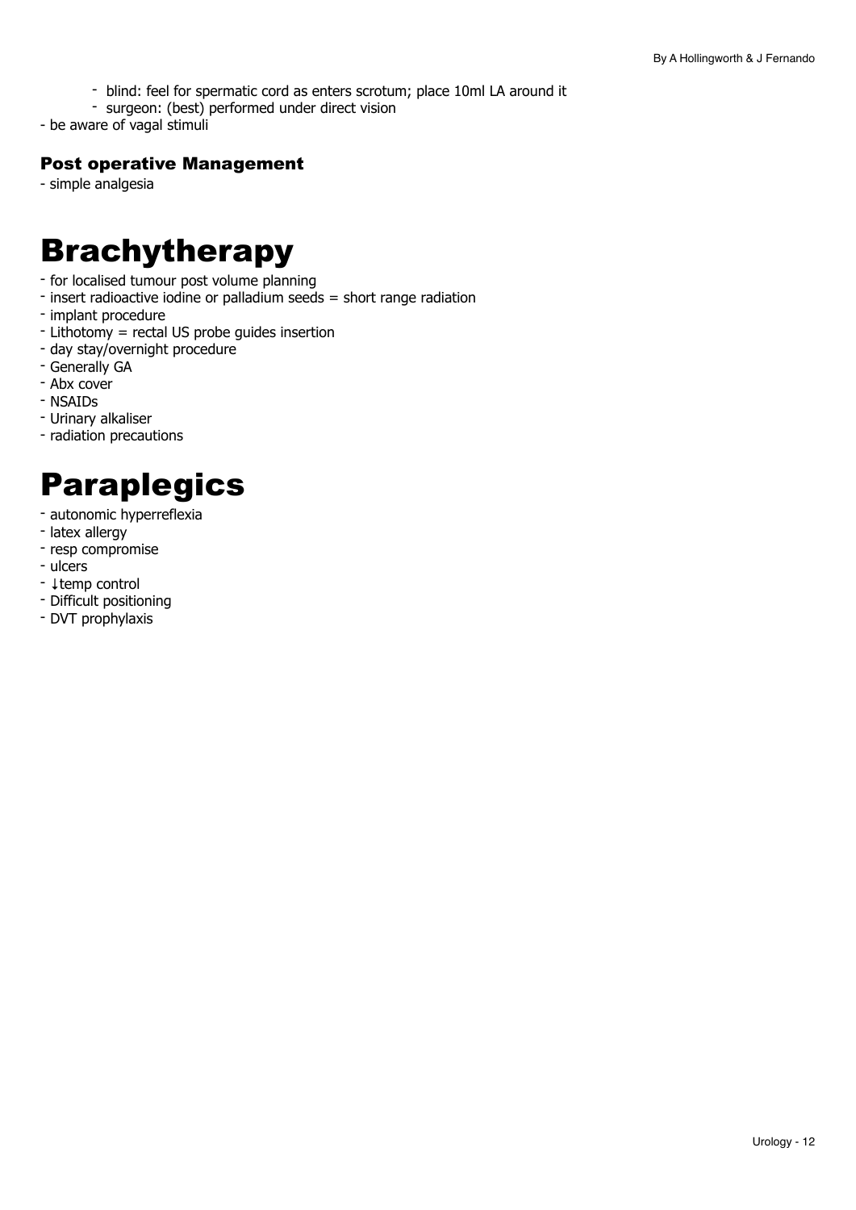- blind: feel for spermatic cord as enters scrotum; place 10ml LA around it
- surgeon: (best) performed under direct vision

- be aware of vagal stimuli

### Post operative Management

- simple analgesia

# Brachytherapy

- for localised tumour post volume planning
- insert radioactive iodine or palladium seeds = short range radiation
- implant procedure
- Lithotomy = rectal US probe guides insertion
- day stay/overnight procedure
- Generally GA
- Abx cover
- NSAIDs
- Urinary alkaliser
- radiation precautions

# Paraplegics

- autonomic hyperreflexia
- latex allergy
- resp compromise
- ulcers
- ↓temp control
- Difficult positioning
- DVT prophylaxis